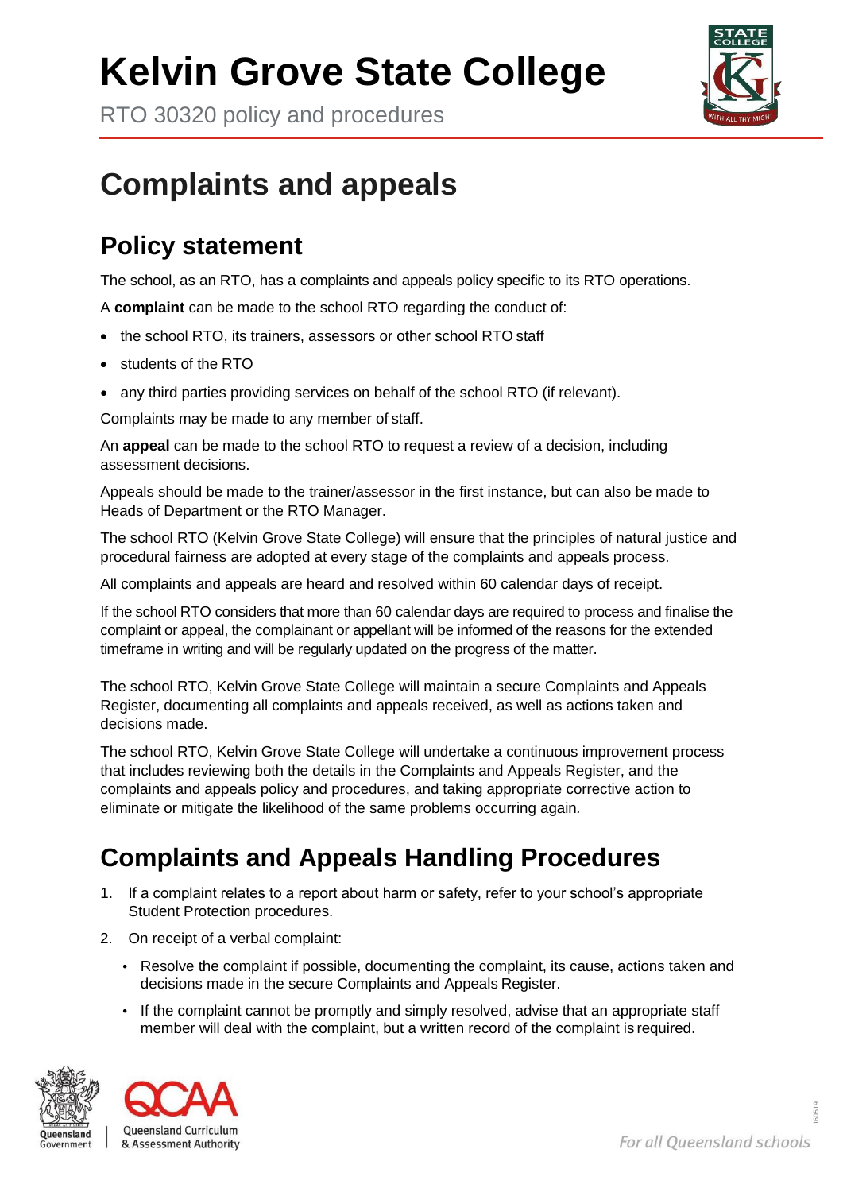# Kelvin Grove State College

RTO 30320 policy and procedures

# Complaints and appeals

## Policy statement

The school, as an RTO, has a complaints and appeals policy specific to its RTO operations.

A **complaint** can be made to the school RTO regarding the conduct of:

- the school RTO, its trainers, assessors or other school RTO staff
- students of the RTO
- any third parties providing services on behalf of the school RTO (if relevant).

Complaints may be made to any member of staff.

An **appeal** can be made to the school RTO to request a review of a decision, including assessment decisions.

Appeals should be made to the trainer/assessor in the first instance, but can also be made to Heads of Department or the RTO Manager.

The school RTO (Kelvin Grove State College) will ensure that the principles of natural justice and procedural fairness are adopted at every stage of the complaints and appeals process.

All complaints and appeals are heard and resolved within 60 calendar days of receipt.

If the school RTO considers that more than 60 calendar days are required to process and finalise the complaint or appeal, the complainant or appellant will be informed of the reasons for the extended timeframe in writing and will be regularly updated on the progress of the matter.

The school RTO, Kelvin Grove State College will maintain a secure Complaints and Appeals Register, documenting all complaints and appeals received, as well as actions taken and decisions made.

The school RTO, Kelvin Grove State College will undertake a continuous improvement process that includes reviewing both the details in the Complaints and Appeals Register, and the complaints and appeals policy and procedures, and taking appropriate corrective action to eliminate or mitigate the likelihood of the same problems occurring again.

## Complaints and Appeals Handling Procedures

1. If a complaint relates to a report about harm or safety, refer to your school's appropriate Student Protection procedures.
2. On receipt of a verbal complaint:
   - Resolve the complaint if possible, documenting the complaint, its cause, actions taken and decisions made in the secure Complaints and Appeals Register.
   - If the complaint cannot be promptly and simply resolved, advise that an appropriate staff member will deal with the complaint, but a written record of the complaint is required.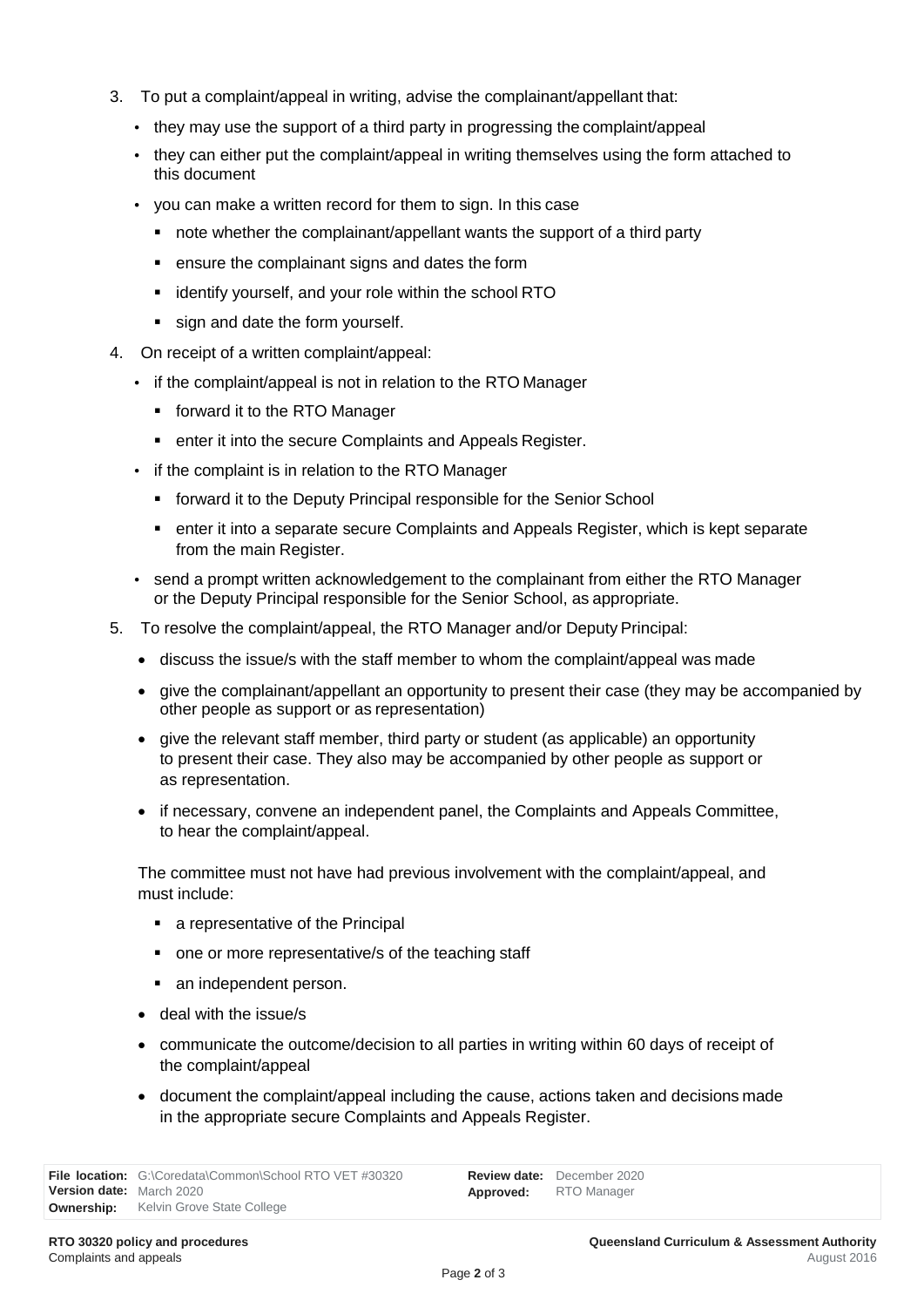3. To put a complaint/appeal in writing, advise the complainant/appellant that:
   - they may use the support of a third party in progressing the complaint/appeal
   - they can either put the complaint/appeal in writing themselves using the form attached to this document
   - you can make a written record for them to sign. In this case
     - note whether the complainant/appellant wants the support of a third party
     - ensure the complainant signs and dates the form
     - identify yourself, and your role within the school RTO
     - sign and date the form yourself.
4. On receipt of a written complaint/appeal:
   - if the complaint/appeal is not in relation to the RTO Manager
     - forward it to the RTO Manager
     - enter it into the secure Complaints and Appeals Register.
   - if the complaint is in relation to the RTO Manager
     - forward it to the Deputy Principal responsible for the Senior School
     - enter it into a separate secure Complaints and Appeals Register, which is kept separate from the main Register.
   - send a prompt written acknowledgement to the complainant from either the RTO Manager or the Deputy Principal responsible for the Senior School, as appropriate.
5. To resolve the complaint/appeal, the RTO Manager and/or Deputy Principal:
   - discuss the issue/s with the staff member to whom the complaint/appeal was made
   - give the complainant/appellant an opportunity to present their case (they may be accompanied by other people as support or as representation)
   - give the relevant staff member, third party or student (as applicable) an opportunity to present their case. They also may be accompanied by other people as support or as representation.
   - if necessary, convene an independent panel, the Complaints and Appeals Committee, to hear the complaint/appeal.

   The committee must not have had previous involvement with the complaint/appeal, and must include:

     - a representative of the Principal
     - one or more representative/s of the teaching staff
     - an independent person.
   - deal with the issue/s
   - communicate the outcome/decision to all parties in writing within 60 days of receipt of the complaint/appeal
   - document the complaint/appeal including the cause, actions taken and decisions made in the appropriate secure Complaints and Appeals Register.

| | | | |
|---|---|---|---|
| **File location:** | G:\Coredata\Common\School RTO VET #30320 | **Review date:** | December 2020 |
| **Version date:** | March 2020 | **Approved:** | RTO Manager |
| **Ownership:** | Kelvin Grove State College | | |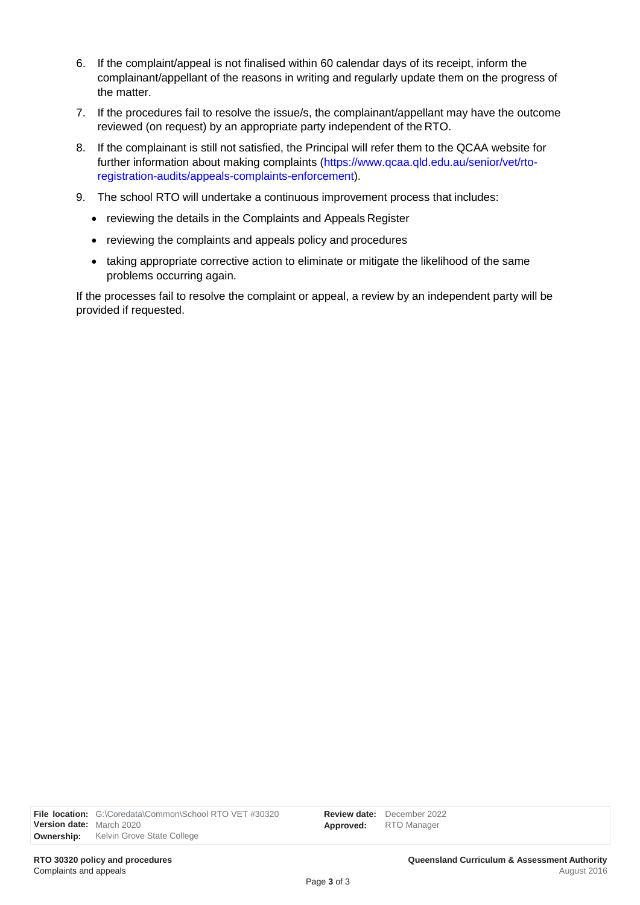6. If the complaint/appeal is not finalised within 60 calendar days of its receipt, inform the complainant/appellant of the reasons in writing and regularly update them on the progress of the matter.
7. If the procedures fail to resolve the issue/s, the complainant/appellant may have the outcome reviewed (on request) by an appropriate party independent of the RTO.
8. If the complainant is still not satisfied, the Principal will refer them to the QCAA website for further information about making complaints (https://www.qcaa.qld.edu.au/senior/vet/rto-registration-audits/appeals-complaints-enforcement).
9. The school RTO will undertake a continuous improvement process that includes:
   - reviewing the details in the Complaints and Appeals Register
   - reviewing the complaints and appeals policy and procedures
   - taking appropriate corrective action to eliminate or mitigate the likelihood of the same problems occurring again.

If the processes fail to resolve the complaint or appeal, a review by an independent party will be provided if requested.

| | | | |
|---|---|---|---|
| **File location:** | G:\Coredata\Common\School RTO VET #30320 | **Review date:** | December 2022 |
| **Version date:** | March 2020 | **Approved:** | RTO Manager |
| **Ownership:** | Kelvin Grove State College | | |